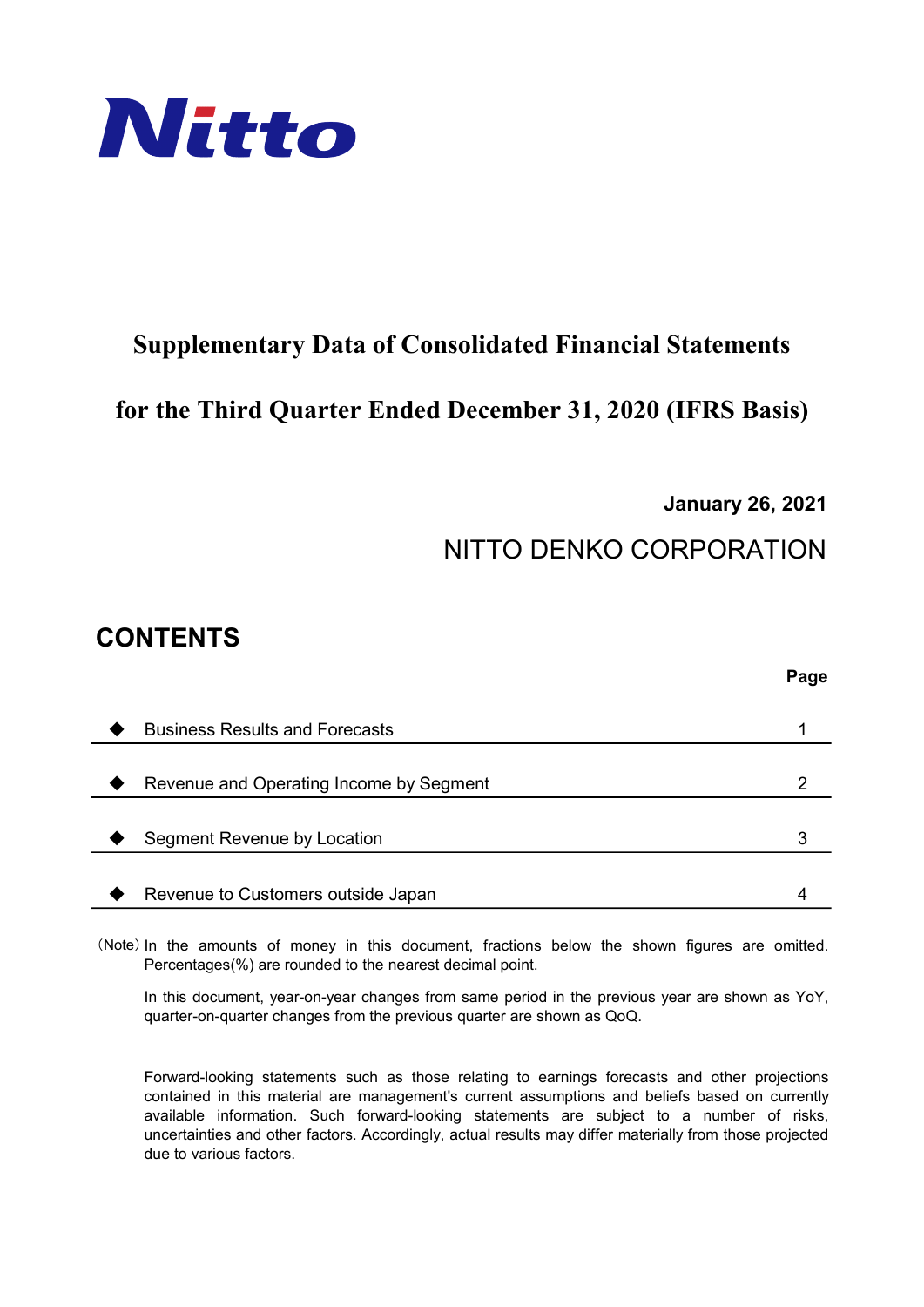Nitto

# Supplementary Data of Consolidated Financial Statements

# for the Third Quarter Ended December 31, 2020 (IFRS Basis)

**January 26, 2021**

NITTO DENKO CORPORATION

## CONTENTS

| | Page |
|---|---|
| ◆ Business Results and Forecasts | 1 |
| ◆ Revenue and Operating Income by Segment | 2 |
| ◆ Segment Revenue by Location | 3 |
| ◆ Revenue to Customers outside Japan | 4 |

(Note) In the amounts of money in this document, fractions below the shown figures are omitted. Percentages(%) are rounded to the nearest decimal point.

In this document, year-on-year changes from same period in the previous year are shown as YoY, quarter-on-quarter changes from the previous quarter are shown as QoQ.

Forward-looking statements such as those relating to earnings forecasts and other projections contained in this material are management's current assumptions and beliefs based on currently available information. Such forward-looking statements are subject to a number of risks, uncertainties and other factors. Accordingly, actual results may differ materially from those projected due to various factors.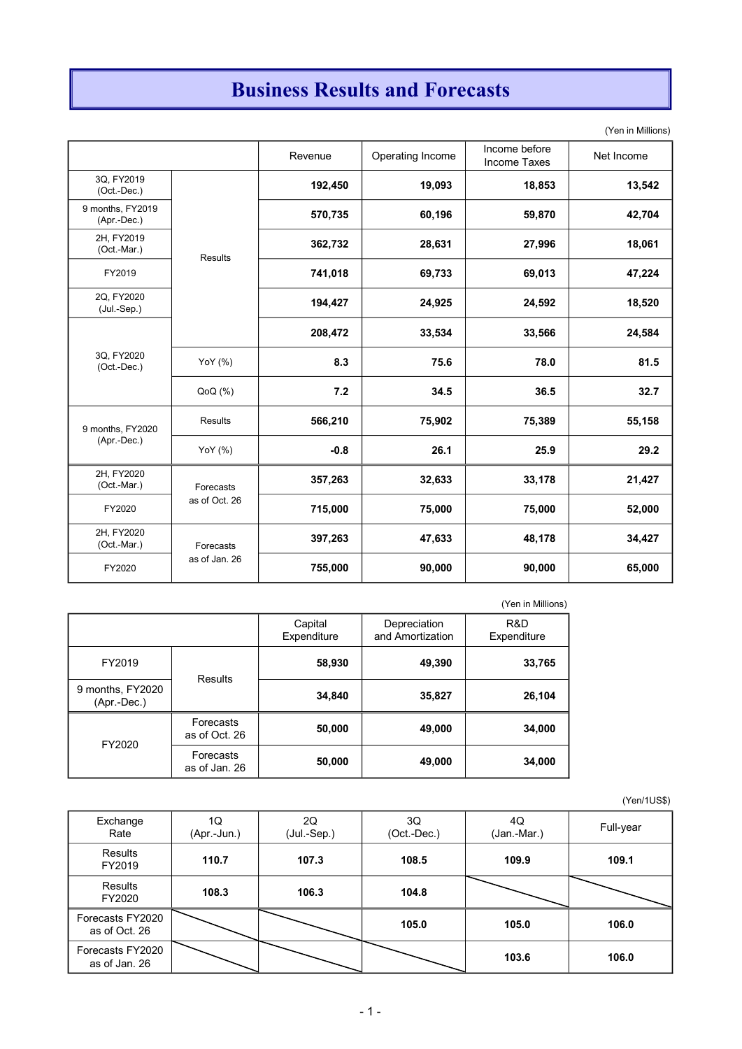# Business Results and Forecasts

(Yen in Millions)

| | | Revenue | Operating Income | Income before Income Taxes | Net Income |
|---|---|---|---|---|---|
| 3Q, FY2019 (Oct.-Dec.) | Results | **192,450** | **19,093** | **18,853** | **13,542** |
| 9 months, FY2019 (Apr.-Dec.) | | **570,735** | **60,196** | **59,870** | **42,704** |
| 2H, FY2019 (Oct.-Mar.) | | **362,732** | **28,631** | **27,996** | **18,061** |
| FY2019 | | **741,018** | **69,733** | **69,013** | **47,224** |
| 2Q, FY2020 (Jul.-Sep.) | | **194,427** | **24,925** | **24,592** | **18,520** |
| 3Q, FY2020 (Oct.-Dec.) | | **208,472** | **33,534** | **33,566** | **24,584** |
| | YoY (%) | **8.3** | **75.6** | **78.0** | **81.5** |
| | QoQ (%) | **7.2** | **34.5** | **36.5** | **32.7** |
| 9 months, FY2020 (Apr.-Dec.) | Results | **566,210** | **75,902** | **75,389** | **55,158** |
| | YoY (%) | **-0.8** | **26.1** | **25.9** | **29.2** |
| 2H, FY2020 (Oct.-Mar.) | Forecasts as of Oct. 26 | **357,263** | **32,633** | **33,178** | **21,427** |
| FY2020 | | **715,000** | **75,000** | **75,000** | **52,000** |
| 2H, FY2020 (Oct.-Mar.) | Forecasts as of Jan. 26 | **397,263** | **47,633** | **48,178** | **34,427** |
| FY2020 | | **755,000** | **90,000** | **90,000** | **65,000** |

(Yen in Millions)

| | | Capital Expenditure | Depreciation and Amortization | R&D Expenditure |
|---|---|---|---|---|
| FY2019 | Results | **58,930** | **49,390** | **33,765** |
| 9 months, FY2020 (Apr.-Dec.) | | **34,840** | **35,827** | **26,104** |
| FY2020 | Forecasts as of Oct. 26 | **50,000** | **49,000** | **34,000** |
| | Forecasts as of Jan. 26 | **50,000** | **49,000** | **34,000** |

(Yen/1US$)

| Exchange Rate | 1Q (Apr.-Jun.) | 2Q (Jul.-Sep.) | 3Q (Oct.-Dec.) | 4Q (Jan.-Mar.) | Full-year |
|---|---|---|---|---|---|
| Results FY2019 | **110.7** | **107.3** | **108.5** | **109.9** | **109.1** |
| Results FY2020 | **108.3** | **106.3** | **104.8** | | |
| Forecasts FY2020 as of Oct. 26 | | | **105.0** | **105.0** | **106.0** |
| Forecasts FY2020 as of Jan. 26 | | | | **103.6** | **106.0** |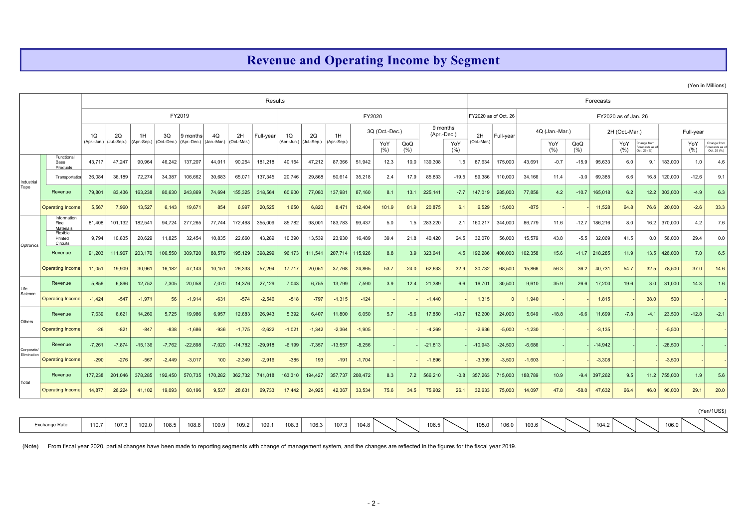# Revenue and Operating Income by Segment

(Yen in Millions)

| | | Results | | | | | | | | | | | | | | | | Forecasts | | | | | | | | | | |
|---|---|---|---|---|---|---|---|---|---|---|---|---|---|---|---|---|---|---|---|---|---|---|---|---|---|---|---|---|
| | | FY2019 | | | | | | | | FY2020 | | | | | | | | FY2020 as of Oct. 26 | | FY2020 as of Jan. 26 | | | | | | | | |
| | | 1Q (Apr.-Jun.) | 2Q (Jul.-Sep.) | 1H (Apr.-Sep.) | 3Q (Oct.-Dec.) | 9 months (Apr.-Dec.) | 4Q (Jan.-Mar.) | 2H (Oct.-Mar.) | Full-year | 1Q (Apr.-Jun.) | 2Q (Jul.-Sep.) | 1H (Apr.-Sep.) | 3Q (Oct.-Dec.) | | | 9 months (Apr.-Dec.) | | 2H (Oct.-Mar.) | Full-year | 4Q (Jan.-Mar.) | | | 2H (Oct.-Mar.) | | | Full-year | | |
| | | | | | | | | | | | | | | YoY (%) | QoQ (%) | | YoY (%) | | | | YoY (%) | QoQ (%) | | YoY (%) | Change from Forecasts as of Oct. 26 (%) | | YoY (%) | Change from Forecasts as of Oct. 26 (%) |
| Industrial Tape | Functional Base Products | 43,717 | 47,247 | 90,964 | 46,242 | 137,207 | 44,011 | 90,254 | 181,218 | 40,154 | 47,212 | 87,366 | 51,942 | 12.3 | 10.0 | 139,308 | 1.5 | 87,634 | 175,000 | 43,691 | -0.7 | -15.9 | 95,633 | 6.0 | 9.1 | 183,000 | 1.0 | 4.6 |
| | Transportation | 36,084 | 36,189 | 72,274 | 34,387 | 106,662 | 30,683 | 65,071 | 137,345 | 20,746 | 29,868 | 50,614 | 35,218 | 2.4 | 17.9 | 85,833 | -19.5 | 59,386 | 110,000 | 34,166 | 11.4 | -3.0 | 69,385 | 6.6 | 16.8 | 120,000 | -12.6 | 9.1 |
| | Revenue | 79,801 | 83,436 | 163,238 | 80,630 | 243,869 | 74,694 | 155,325 | 318,564 | 60,900 | 77,080 | 137,981 | 87,160 | 8.1 | 13.1 | 225,141 | -7.7 | 147,019 | 285,000 | 77,858 | 4.2 | -10.7 | 165,018 | 6.2 | 12.2 | 303,000 | -4.9 | 6.3 |
| | Operating Income | 5,567 | 7,960 | 13,527 | 6,143 | 19,671 | 854 | 6,997 | 20,525 | 1,650 | 6,820 | 8,471 | 12,404 | 101.9 | 81.9 | 20,875 | 6.1 | 6,529 | 15,000 | -875 | - | - | 11,528 | 64.8 | 76.6 | 20,000 | -2.6 | 33.3 |
| Optronics | Information Fine Materials | 81,408 | 101,132 | 182,541 | 94,724 | 277,265 | 77,744 | 172,468 | 355,009 | 85,782 | 98,001 | 183,783 | 99,437 | 5.0 | 1.5 | 283,220 | 2.1 | 160,217 | 344,000 | 86,779 | 11.6 | -12.7 | 186,216 | 8.0 | 16.2 | 370,000 | 4.2 | 7.6 |
| | Flexible Printed Circuits | 9,794 | 10,835 | 20,629 | 11,825 | 32,454 | 10,835 | 22,660 | 43,289 | 10,390 | 13,539 | 23,930 | 16,489 | 39.4 | 21.8 | 40,420 | 24.5 | 32,070 | 56,000 | 15,579 | 43.8 | -5.5 | 32,069 | 41.5 | 0.0 | 56,000 | 29.4 | 0.0 |
| | Revenue | 91,203 | 111,967 | 203,170 | 106,550 | 309,720 | 88,579 | 195,129 | 398,299 | 96,173 | 111,541 | 207,714 | 115,926 | 8.8 | 3.9 | 323,641 | 4.5 | 192,286 | 400,000 | 102,358 | 15.6 | -11.7 | 218,285 | 11.9 | 13.5 | 426,000 | 7.0 | 6.5 |
| | Operating Income | 11,051 | 19,909 | 30,961 | 16,182 | 47,143 | 10,151 | 26,333 | 57,294 | 17,717 | 20,051 | 37,768 | 24,865 | 53.7 | 24.0 | 62,633 | 32.9 | 30,732 | 68,500 | 15,866 | 56.3 | -36.2 | 40,731 | 54.7 | 32.5 | 78,500 | 37.0 | 14.6 |
| Life Science | Revenue | 5,856 | 6,896 | 12,752 | 7,305 | 20,058 | 7,070 | 14,376 | 27,129 | 7,043 | 6,755 | 13,799 | 7,590 | 3.9 | 12.4 | 21,389 | 6.6 | 16,701 | 30,500 | 9,610 | 35.9 | 26.6 | 17,200 | 19.6 | 3.0 | 31,000 | 14.3 | 1.6 |
| | Operating Income | -1,424 | -547 | -1,971 | 56 | -1,914 | -631 | -574 | -2,546 | -518 | -797 | -1,315 | -124 | - | - | -1,440 | - | 1,315 | 0 | 1,940 | - | - | 1,815 | - | 38.0 | 500 | - | - |
| Others | Revenue | 7,639 | 6,621 | 14,260 | 5,725 | 19,986 | 6,957 | 12,683 | 26,943 | 5,392 | 6,407 | 11,800 | 6,050 | 5.7 | -5.6 | 17,850 | -10.7 | 12,200 | 24,000 | 5,649 | -18.8 | -6.6 | 11,699 | -7.8 | -4.1 | 23,500 | -12.8 | -2.1 |
| | Operating Income | -26 | -821 | -847 | -838 | -1,686 | -936 | -1,775 | -2,622 | -1,021 | -1,342 | -2,364 | -1,905 | - | - | -4,269 | - | -2,636 | -5,000 | -1,230 | - | - | -3,135 | - | - | -5,500 | - | - |
| Corporate/ Elimination | Revenue | -7,261 | -7,874 | -15,136 | -7,762 | -22,898 | -7,020 | -14,782 | -29,918 | -6,199 | -7,357 | -13,557 | -8,256 | - | - | -21,813 | - | -10,943 | -24,500 | -6,686 | - | - | -14,942 | - | - | -28,500 | - | - |
| | Operating Income | -290 | -276 | -567 | -2,449 | -3,017 | 100 | -2,349 | -2,916 | -385 | 193 | -191 | -1,704 | - | - | -1,896 | - | -3,309 | -3,500 | -1,603 | - | - | -3,308 | - | - | -3,500 | - | - |
| Total | Revenue | 177,238 | 201,046 | 378,285 | 192,450 | 570,735 | 170,282 | 362,732 | 741,018 | 163,310 | 194,427 | 357,737 | 208,472 | 8.3 | 7.2 | 566,210 | -0.8 | 357,263 | 715,000 | 188,789 | 10.9 | -9.4 | 397,262 | 9.5 | 11.2 | 755,000 | 1.9 | 5.6 |
| | Operating Income | 14,877 | 26,224 | 41,102 | 19,093 | 60,196 | 9,537 | 28,631 | 69,733 | 17,442 | 24,925 | 42,367 | 33,534 | 75.6 | 34.5 | 75,902 | 26.1 | 32,633 | 75,000 | 14,097 | 47.8 | -58.0 | 47,632 | 66.4 | 46.0 | 90,000 | 29.1 | 20.0 |
| Exchange Rate (Yen/1US$) | | 110.7 | 107.3 | 109.0 | 108.5 | 108.8 | 109.9 | 109.2 | 109.1 | 108.3 | 106.3 | 107.3 | 104.8 | | | 106.5 | | 105.0 | 106.0 | 103.6 | | | 104.2 | | | 106.0 | | |

(Note) From fiscal year 2020, partial changes have been made to reporting segments with change of management system, and the changes are reflected in the figures for the fiscal year 2019.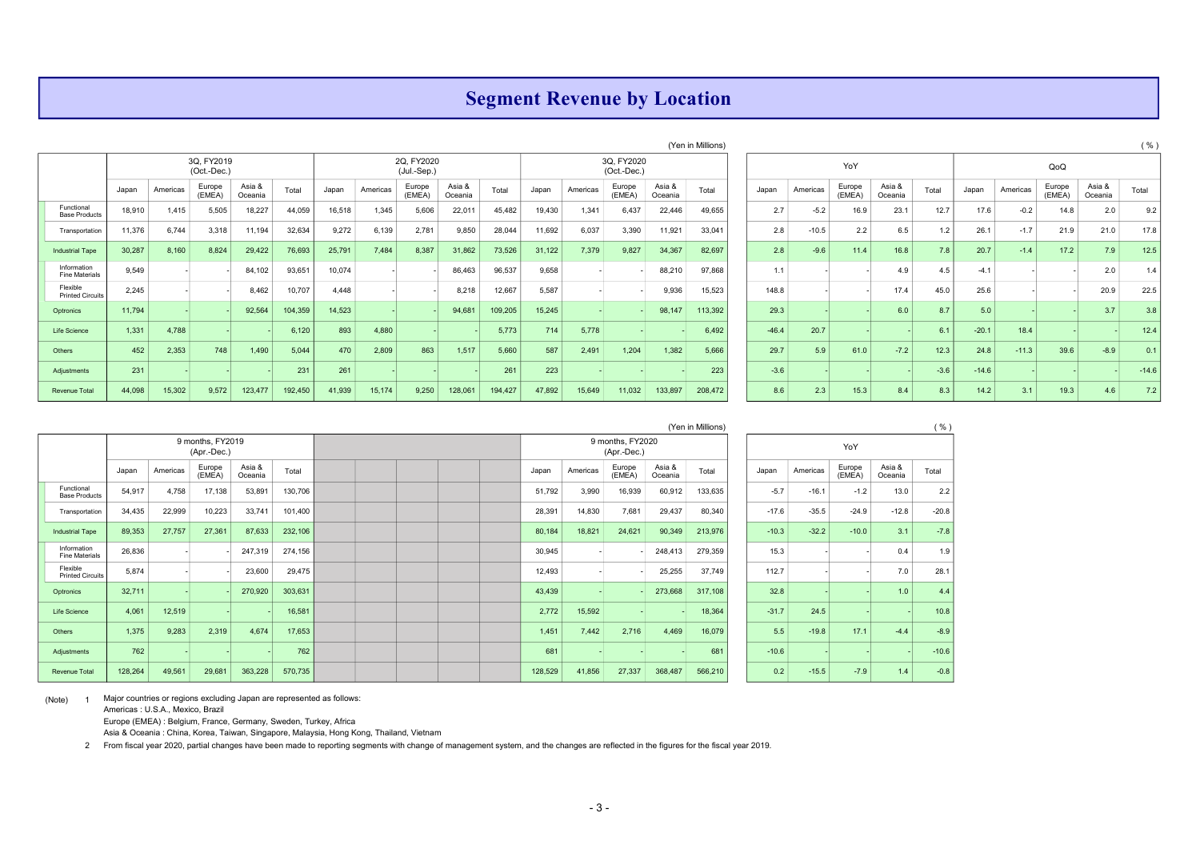# Segment Revenue by Location

(Yen in Millions) / (%)

| | 3Q, FY2019 (Oct.-Dec.) | | | | | 2Q, FY2020 (Jul.-Sep.) | | | | | 3Q, FY2020 (Oct.-Dec.) | | | | | YoY | | | | | QoQ | | | | |
|---|---|---|---|---|---|---|---|---|---|---|---|---|---|---|---|---|---|---|---|---|---|---|---|---|---|
| | Japan | Americas | Europe (EMEA) | Asia & Oceania | Total | Japan | Americas | Europe (EMEA) | Asia & Oceania | Total | Japan | Americas | Europe (EMEA) | Asia & Oceania | Total | Japan | Americas | Europe (EMEA) | Asia & Oceania | Total | Japan | Americas | Europe (EMEA) | Asia & Oceania | Total |
| Functional Base Products | 18,910 | 1,415 | 5,505 | 18,227 | 44,059 | 16,518 | 1,345 | 5,606 | 22,011 | 45,482 | 19,430 | 1,341 | 6,437 | 22,446 | 49,655 | 2.7 | -5.2 | 16.9 | 23.1 | 12.7 | 17.6 | -0.2 | 14.8 | 2.0 | 9.2 |
| Transportation | 11,376 | 6,744 | 3,318 | 11,194 | 32,634 | 9,272 | 6,139 | 2,781 | 9,850 | 28,044 | 11,692 | 6,037 | 3,390 | 11,921 | 33,041 | 2.8 | -10.5 | 2.2 | 6.5 | 1.2 | 26.1 | -1.7 | 21.9 | 21.0 | 17.8 |
| Industrial Tape | 30,287 | 8,160 | 8,824 | 29,422 | 76,693 | 25,791 | 7,484 | 8,387 | 31,862 | 73,526 | 31,122 | 7,379 | 9,827 | 34,367 | 82,697 | 2.8 | -9.6 | 11.4 | 16.8 | 7.8 | 20.7 | -1.4 | 17.2 | 7.9 | 12.5 |
| Information Fine Materials | 9,549 | - | - | 84,102 | 93,651 | 10,074 | - | - | 86,463 | 96,537 | 9,658 | - | - | 88,210 | 97,868 | 1.1 | - | - | 4.9 | 4.5 | -4.1 | - | - | 2.0 | 1.4 |
| Flexible Printed Circuits | 2,245 | - | - | 8,462 | 10,707 | 4,448 | - | - | 8,218 | 12,667 | 5,587 | - | - | 9,936 | 15,523 | 148.8 | - | - | 17.4 | 45.0 | 25.6 | - | - | 20.9 | 22.5 |
| Optronics | 11,794 | - | - | 92,564 | 104,359 | 14,523 | - | - | 94,681 | 109,205 | 15,245 | - | - | 98,147 | 113,392 | 29.3 | - | - | 6.0 | 8.7 | 5.0 | - | - | 3.7 | 3.8 |
| Life Science | 1,331 | 4,788 | - | - | 6,120 | 893 | 4,880 | - | - | 5,773 | 714 | 5,778 | - | - | 6,492 | -46.4 | 20.7 | - | - | 6.1 | -20.1 | 18.4 | - | - | 12.4 |
| Others | 452 | 2,353 | 748 | 1,490 | 5,044 | 470 | 2,809 | 863 | 1,517 | 5,660 | 587 | 2,491 | 1,204 | 1,382 | 5,666 | 29.7 | 5.9 | 61.0 | -7.2 | 12.3 | 24.8 | -11.3 | 39.6 | -8.9 | 0.1 |
| Adjustments | 231 | - | - | - | 231 | 261 | - | - | - | 261 | 223 | - | - | - | 223 | -3.6 | - | - | - | -3.6 | -14.6 | - | - | - | -14.6 |
| Revenue Total | 44,098 | 15,302 | 9,572 | 123,477 | 192,450 | 41,939 | 15,174 | 9,250 | 128,061 | 194,427 | 47,892 | 15,649 | 11,032 | 133,897 | 208,472 | 8.6 | 2.3 | 15.3 | 8.4 | 8.3 | 14.2 | 3.1 | 19.3 | 4.6 | 7.2 |

(Yen in Millions) / (%)

| | 9 months, FY2019 (Apr.-Dec.) | | | | | 9 months, FY2020 (Apr.-Dec.) | | | | | YoY | | | | |
|---|---|---|---|---|---|---|---|---|---|---|---|---|---|---|---|
| | Japan | Americas | Europe (EMEA) | Asia & Oceania | Total | Japan | Americas | Europe (EMEA) | Asia & Oceania | Total | Japan | Americas | Europe (EMEA) | Asia & Oceania | Total |
| Functional Base Products | 54,917 | 4,758 | 17,138 | 53,891 | 130,706 | 51,792 | 3,990 | 16,939 | 60,912 | 133,635 | -5.7 | -16.1 | -1.2 | 13.0 | 2.2 |
| Transportation | 34,435 | 22,999 | 10,223 | 33,741 | 101,400 | 28,391 | 14,830 | 7,681 | 29,437 | 80,340 | -17.6 | -35.5 | -24.9 | -12.8 | -20.8 |
| Industrial Tape | 89,353 | 27,757 | 27,361 | 87,633 | 232,106 | 80,184 | 18,821 | 24,621 | 90,349 | 213,976 | -10.3 | -32.2 | -10.0 | 3.1 | -7.8 |
| Information Fine Materials | 26,836 | - | - | 247,319 | 274,156 | 30,945 | - | - | 248,413 | 279,359 | 15.3 | - | - | 0.4 | 1.9 |
| Flexible Printed Circuits | 5,874 | - | - | 23,600 | 29,475 | 12,493 | - | - | 25,255 | 37,749 | 112.7 | - | - | 7.0 | 28.1 |
| Optronics | 32,711 | - | - | 270,920 | 303,631 | 43,439 | - | - | 273,668 | 317,108 | 32.8 | - | - | 1.0 | 4.4 |
| Life Science | 4,061 | 12,519 | - | - | 16,581 | 2,772 | 15,592 | - | - | 18,364 | -31.7 | 24.5 | - | - | 10.8 |
| Others | 1,375 | 9,283 | 2,319 | 4,674 | 17,653 | 1,451 | 7,442 | 2,716 | 4,469 | 16,079 | 5.5 | -19.8 | 17.1 | -4.4 | -8.9 |
| Adjustments | 762 | - | - | - | 762 | 681 | - | - | - | 681 | -10.6 | - | - | - | -10.6 |
| Revenue Total | 128,264 | 49,561 | 29,681 | 363,228 | 570,735 | 128,529 | 41,856 | 27,337 | 368,487 | 566,210 | 0.2 | -15.5 | -7.9 | 1.4 | -0.8 |

(Note)
1. Major countries or regions excluding Japan are represented as follows:
   Americas : U.S.A., Mexico, Brazil
   Europe (EMEA) : Belgium, France, Germany, Sweden, Turkey, Africa
   Asia & Oceania : China, Korea, Taiwan, Singapore, Malaysia, Hong Kong, Thailand, Vietnam
2. From fiscal year 2020, partial changes have been made to reporting segments with change of management system, and the changes are reflected in the figures for the fiscal year 2019.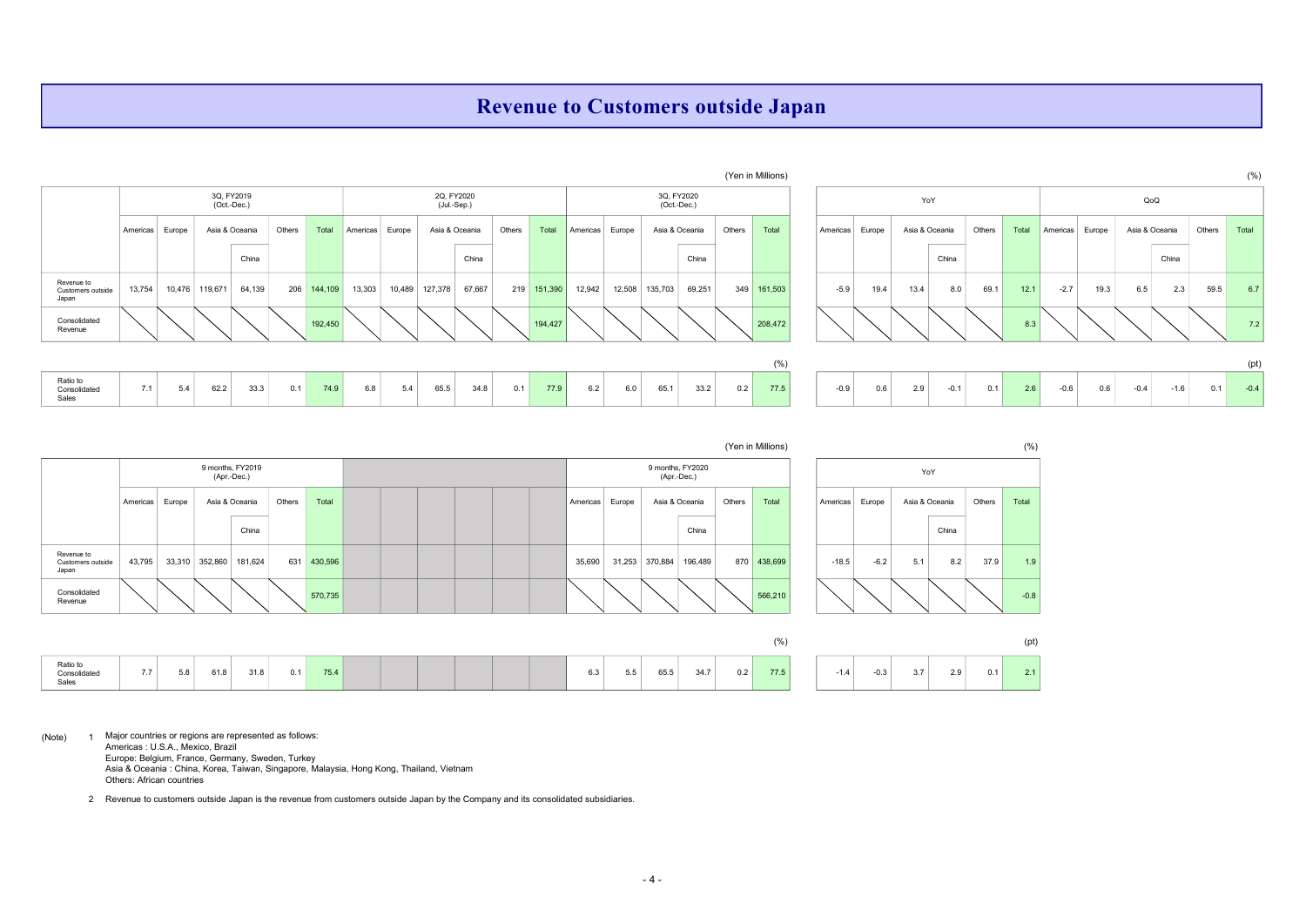# Revenue to Customers outside Japan

(Yen in Millions)

| | 3Q, FY2019 (Oct.-Dec.) | | | | | | 2Q, FY2020 (Jul.-Sep.) | | | | | | 3Q, FY2020 (Oct.-Dec.) | | | | | |
|---|---|---|---|---|---|---|---|---|---|---|---|---|---|---|---|---|---|---|
| | Americas | Europe | Asia & Oceania | | Others | Total | Americas | Europe | Asia & Oceania | | Others | Total | Americas | Europe | Asia & Oceania | | Others | Total |
| | | | | China | | | | | | China | | | | | | China | | |
| Revenue to Customers outside Japan | 13,754 | 10,476 | 119,671 | 64,139 | 206 | 144,109 | 13,303 | 10,489 | 127,378 | 67,667 | 219 | 151,390 | 12,942 | 12,508 | 135,703 | 69,251 | 349 | 161,503 |
| Consolidated Revenue | | | | | | 192,450 | | | | | | 194,427 | | | | | | 208,472 |

(%)

| | YoY | | | | | | QoQ | | | | | |
|---|---|---|---|---|---|---|---|---|---|---|---|---|
| | Americas | Europe | Asia & Oceania | | Others | Total | Americas | Europe | Asia & Oceania | | Others | Total |
| | | | | China | | | | | | China | | |
| Revenue to Customers outside Japan | -5.9 | 19.4 | 13.4 | 8.0 | 69.1 | 12.1 | -2.7 | 19.3 | 6.5 | 2.3 | 59.5 | 6.7 |
| Consolidated Revenue | | | | | | 8.3 | | | | | | 7.2 |

(%)

| | 3Q, FY2019 Americas | Europe | Asia & Oceania | China | Others | Total | 2Q, FY2020 Americas | Europe | Asia & Oceania | China | Others | Total | 3Q, FY2020 Americas | Europe | Asia & Oceania | China | Others | Total |
|---|---|---|---|---|---|---|---|---|---|---|---|---|---|---|---|---|---|---|
| Ratio to Consolidated Sales | 7.1 | 5.4 | 62.2 | 33.3 | 0.1 | 74.9 | 6.8 | 5.4 | 65.5 | 34.8 | 0.1 | 77.9 | 6.2 | 6.0 | 65.1 | 33.2 | 0.2 | 77.5 |

(pt)

| | YoY Americas | Europe | Asia & Oceania | China | Others | Total | QoQ Americas | Europe | Asia & Oceania | China | Others | Total |
|---|---|---|---|---|---|---|---|---|---|---|---|---|
| Ratio to Consolidated Sales | -0.9 | 0.6 | 2.9 | -0.1 | 0.1 | 2.6 | -0.6 | 0.6 | -0.4 | -1.6 | 0.1 | -0.4 |

(Yen in Millions)

| | 9 months, FY2019 (Apr.-Dec.) | | | | | | 9 months, FY2020 (Apr.-Dec.) | | | | | |
|---|---|---|---|---|---|---|---|---|---|---|---|---|
| | Americas | Europe | Asia & Oceania | | Others | Total | Americas | Europe | Asia & Oceania | | Others | Total |
| | | | | China | | | | | | China | | |
| Revenue to Customers outside Japan | 43,795 | 33,310 | 352,860 | 181,624 | 631 | 430,596 | 35,690 | 31,253 | 370,884 | 196,489 | 870 | 438,699 |
| Consolidated Revenue | | | | | | 570,735 | | | | | | 566,210 |

(%)

| | YoY | | | | | |
|---|---|---|---|---|---|---|
| | Americas | Europe | Asia & Oceania | | Others | Total |
| | | | | China | | |
| Revenue to Customers outside Japan | -18.5 | -6.2 | 5.1 | 8.2 | 37.9 | 1.9 |
| Consolidated Revenue | | | | | | -0.8 |

(%)

| | 9 months, FY2019 Americas | Europe | Asia & Oceania | China | Others | Total | 9 months, FY2020 Americas | Europe | Asia & Oceania | China | Others | Total |
|---|---|---|---|---|---|---|---|---|---|---|---|---|
| Ratio to Consolidated Sales | 7.7 | 5.8 | 61.8 | 31.8 | 0.1 | 75.4 | 6.3 | 5.5 | 65.5 | 34.7 | 0.2 | 77.5 |

(pt)

| | YoY Americas | Europe | Asia & Oceania | China | Others | Total |
|---|---|---|---|---|---|---|
| Ratio to Consolidated Sales | -1.4 | -0.3 | 3.7 | 2.9 | 0.1 | 2.1 |

(Note)

1. Major countries or regions are represented as follows:
   Americas : U.S.A., Mexico, Brazil
   Europe: Belgium, France, Germany, Sweden, Turkey
   Asia & Oceania : China, Korea, Taiwan, Singapore, Malaysia, Hong Kong, Thailand, Vietnam
   Others: African countries
2. Revenue to customers outside Japan is the revenue from customers outside Japan by the Company and its consolidated subsidiaries.